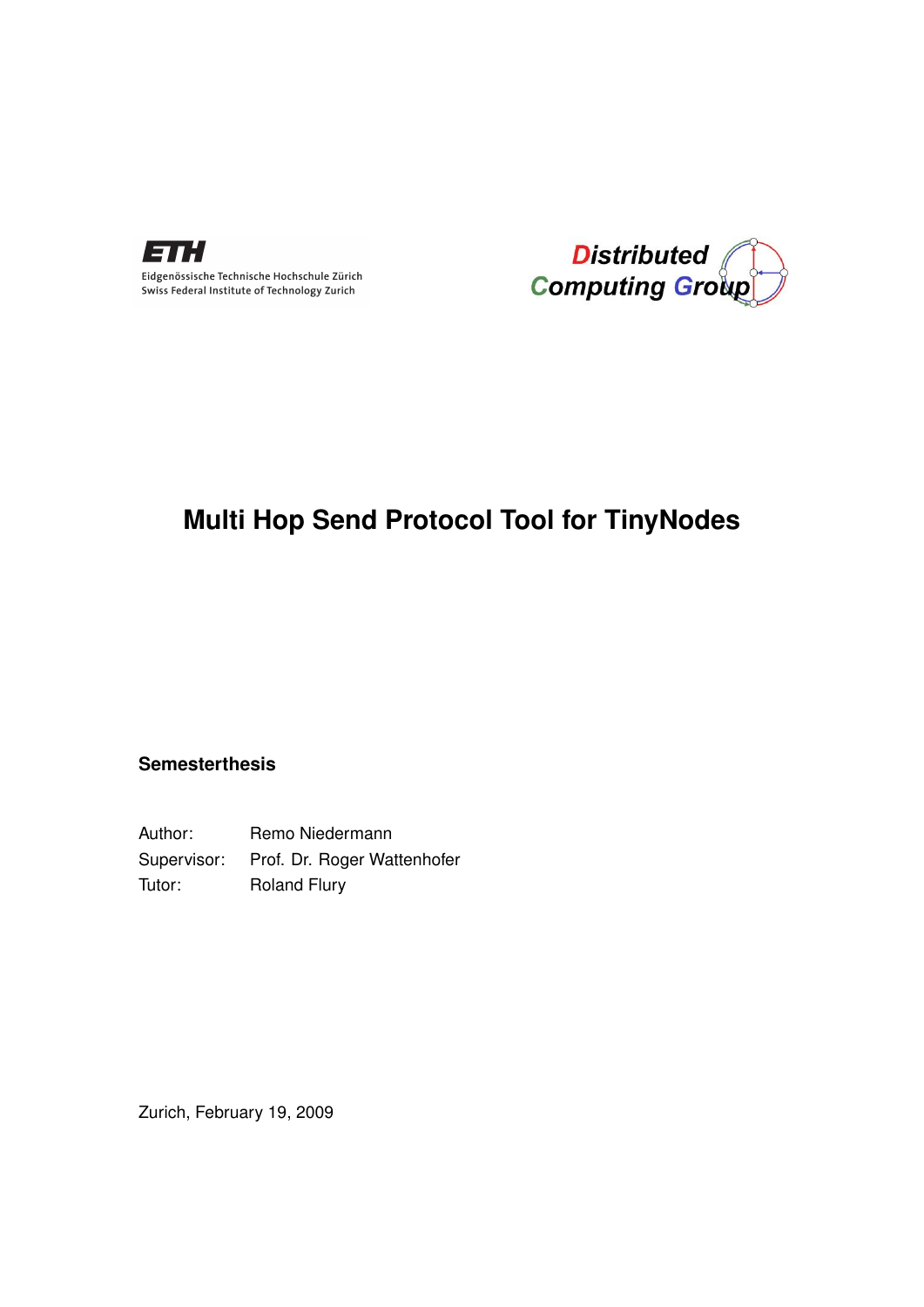ETH

Eidgenössische Technische Hochschule Zürich
Swiss Federal Institute of Technology Zurich

Distributed Computing Group

# Multi Hop Send Protocol Tool for TinyNodes

**Semesterthesis**

| | |
|---|---|
| Author: | Remo Niedermann |
| Supervisor: | Prof. Dr. Roger Wattenhofer |
| Tutor: | Roland Flury |

Zurich, February 19, 2009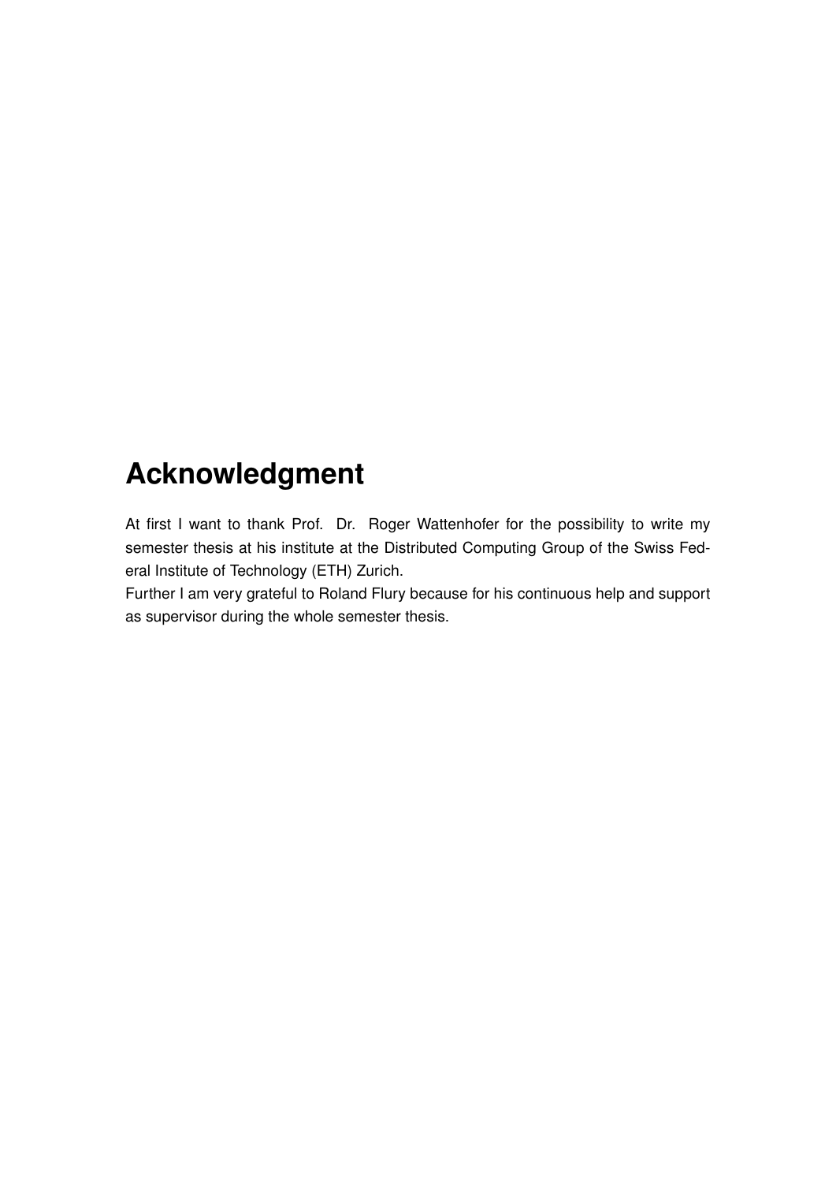# Acknowledgment

At first I want to thank Prof. Dr. Roger Wattenhofer for the possibility to write my semester thesis at his institute at the Distributed Computing Group of the Swiss Federal Institute of Technology (ETH) Zurich.
Further I am very grateful to Roland Flury because for his continuous help and support as supervisor during the whole semester thesis.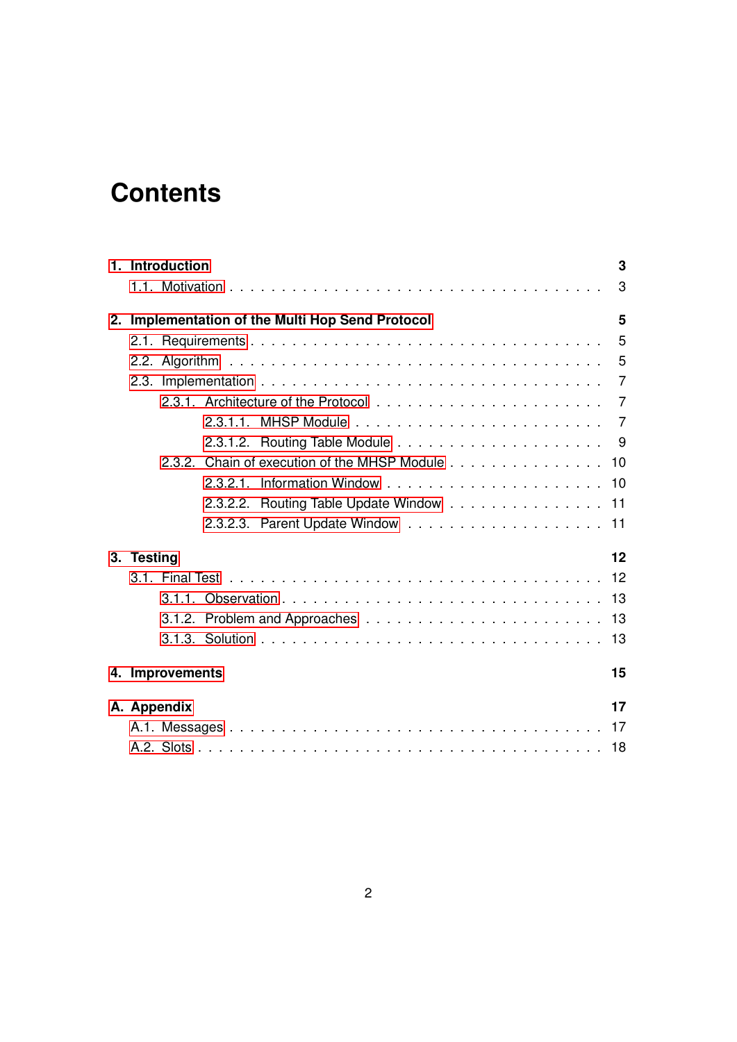# Contents

**1. Introduction** **3**
- 1.1. Motivation . . . 3

**2. Implementation of the Multi Hop Send Protocol** **5**
- 2.1. Requirements . . . 5
- 2.2. Algorithm . . . 5
- 2.3. Implementation . . . 7
  - 2.3.1. Architecture of the Protocol . . . 7
    - 2.3.1.1. MHSP Module . . . 7
    - 2.3.1.2. Routing Table Module . . . 9
  - 2.3.2. Chain of execution of the MHSP Module . . . 10
    - 2.3.2.1. Information Window . . . 10
    - 2.3.2.2. Routing Table Update Window . . . 11
    - 2.3.2.3. Parent Update Window . . . 11

**3. Testing** **12**
- 3.1. Final Test . . . 12
  - 3.1.1. Observation . . . 13
  - 3.1.2. Problem and Approaches . . . 13
  - 3.1.3. Solution . . . 13

**4. Improvements** **15**

**A. Appendix** **17**
- A.1. Messages . . . 17
- A.2. Slots . . . 18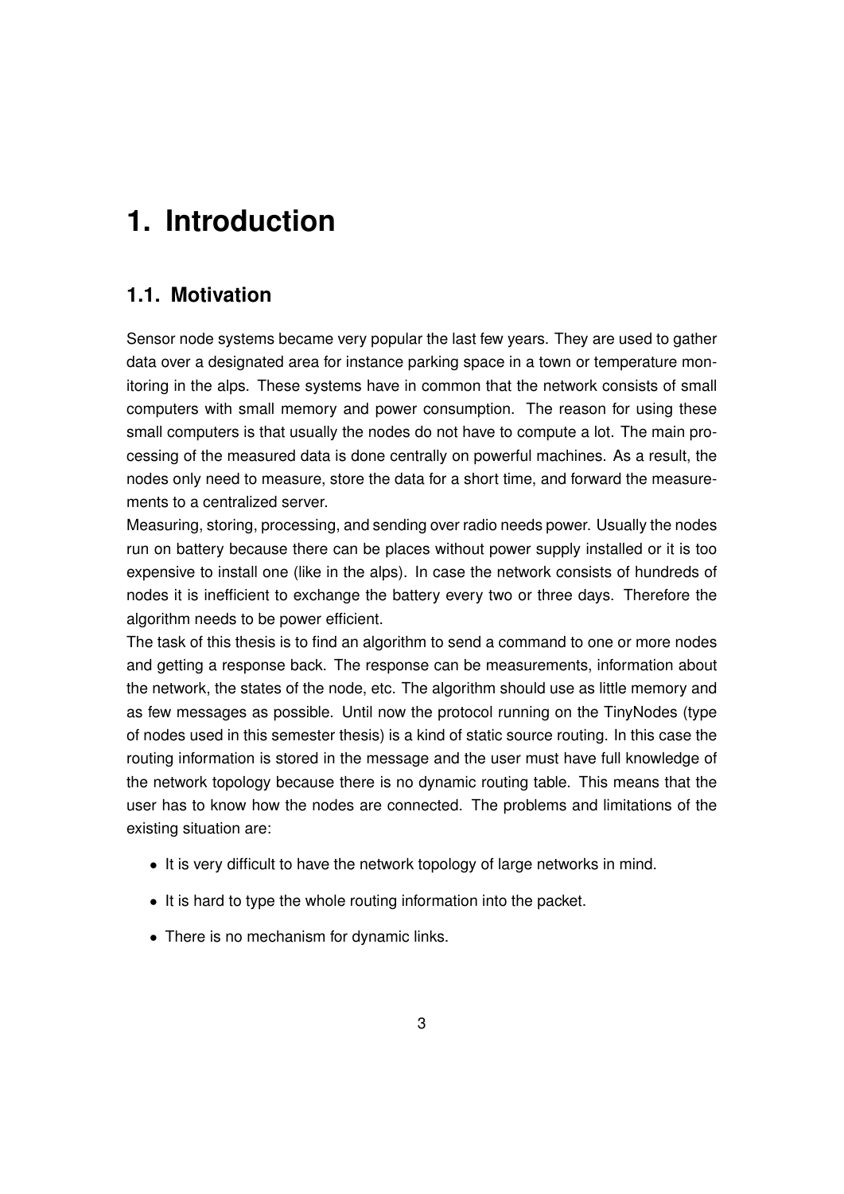# 1. Introduction

## 1.1. Motivation

Sensor node systems became very popular the last few years. They are used to gather data over a designated area for instance parking space in a town or temperature monitoring in the alps. These systems have in common that the network consists of small computers with small memory and power consumption. The reason for using these small computers is that usually the nodes do not have to compute a lot. The main processing of the measured data is done centrally on powerful machines. As a result, the nodes only need to measure, store the data for a short time, and forward the measurements to a centralized server.

Measuring, storing, processing, and sending over radio needs power. Usually the nodes run on battery because there can be places without power supply installed or it is too expensive to install one (like in the alps). In case the network consists of hundreds of nodes it is inefficient to exchange the battery every two or three days. Therefore the algorithm needs to be power efficient.

The task of this thesis is to find an algorithm to send a command to one or more nodes and getting a response back. The response can be measurements, information about the network, the states of the node, etc. The algorithm should use as little memory and as few messages as possible. Until now the protocol running on the TinyNodes (type of nodes used in this semester thesis) is a kind of static source routing. In this case the routing information is stored in the message and the user must have full knowledge of the network topology because there is no dynamic routing table. This means that the user has to know how the nodes are connected. The problems and limitations of the existing situation are:

- It is very difficult to have the network topology of large networks in mind.
- It is hard to type the whole routing information into the packet.
- There is no mechanism for dynamic links.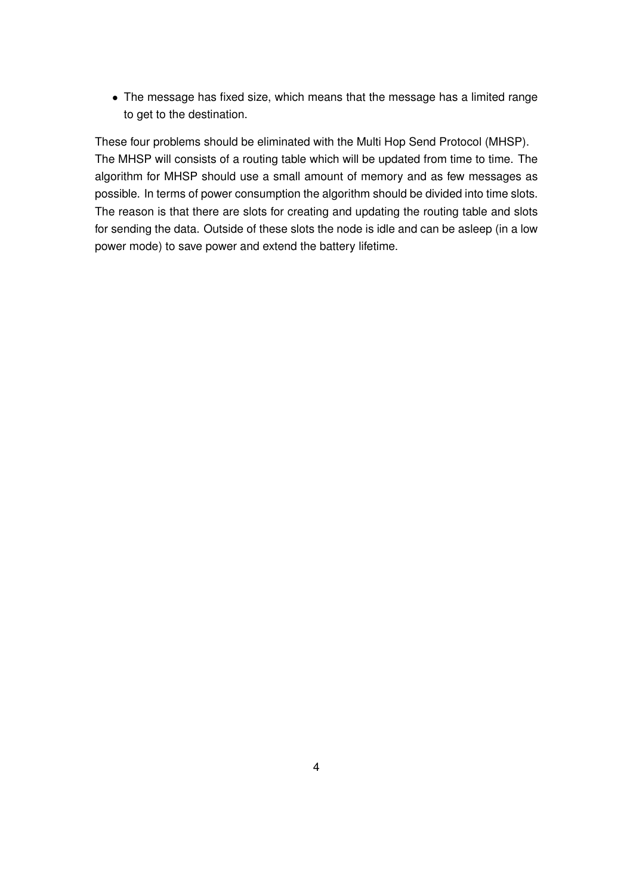- The message has fixed size, which means that the message has a limited range to get to the destination.

These four problems should be eliminated with the Multi Hop Send Protocol (MHSP). The MHSP will consists of a routing table which will be updated from time to time. The algorithm for MHSP should use a small amount of memory and as few messages as possible. In terms of power consumption the algorithm should be divided into time slots. The reason is that there are slots for creating and updating the routing table and slots for sending the data. Outside of these slots the node is idle and can be asleep (in a low power mode) to save power and extend the battery lifetime.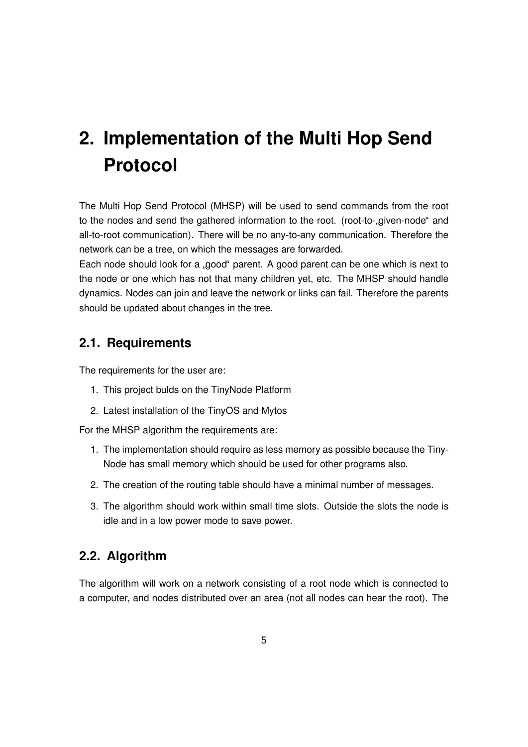# 2. Implementation of the Multi Hop Send Protocol

The Multi Hop Send Protocol (MHSP) will be used to send commands from the root to the nodes and send the gathered information to the root. (root-to-„given-node" and all-to-root communication). There will be no any-to-any communication. Therefore the network can be a tree, on which the messages are forwarded.
Each node should look for a „good" parent. A good parent can be one which is next to the node or one which has not that many children yet, etc. The MHSP should handle dynamics. Nodes can join and leave the network or links can fail. Therefore the parents should be updated about changes in the tree.

## 2.1. Requirements

The requirements for the user are:

1. This project bulds on the TinyNode Platform
2. Latest installation of the TinyOS and Mytos

For the MHSP algorithm the requirements are:

1. The implementation should require as less memory as possible because the Tiny-Node has small memory which should be used for other programs also.
2. The creation of the routing table should have a minimal number of messages.
3. The algorithm should work within small time slots. Outside the slots the node is idle and in a low power mode to save power.

## 2.2. Algorithm

The algorithm will work on a network consisting of a root node which is connected to a computer, and nodes distributed over an area (not all nodes can hear the root). The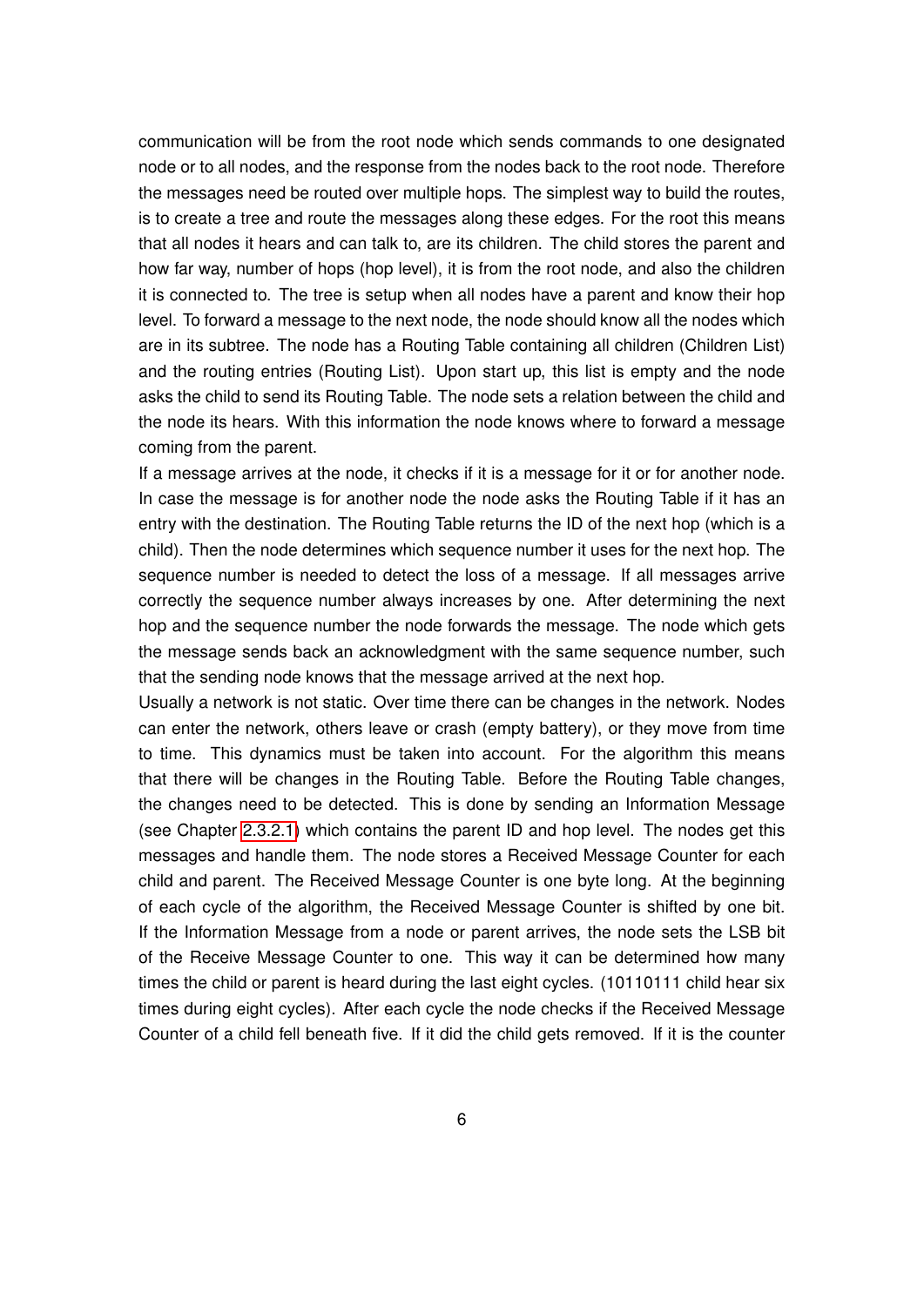communication will be from the root node which sends commands to one designated node or to all nodes, and the response from the nodes back to the root node. Therefore the messages need be routed over multiple hops. The simplest way to build the routes, is to create a tree and route the messages along these edges. For the root this means that all nodes it hears and can talk to, are its children. The child stores the parent and how far way, number of hops (hop level), it is from the root node, and also the children it is connected to. The tree is setup when all nodes have a parent and know their hop level. To forward a message to the next node, the node should know all the nodes which are in its subtree. The node has a Routing Table containing all children (Children List) and the routing entries (Routing List). Upon start up, this list is empty and the node asks the child to send its Routing Table. The node sets a relation between the child and the node its hears. With this information the node knows where to forward a message coming from the parent.

If a message arrives at the node, it checks if it is a message for it or for another node. In case the message is for another node the node asks the Routing Table if it has an entry with the destination. The Routing Table returns the ID of the next hop (which is a child). Then the node determines which sequence number it uses for the next hop. The sequence number is needed to detect the loss of a message. If all messages arrive correctly the sequence number always increases by one. After determining the next hop and the sequence number the node forwards the message. The node which gets the message sends back an acknowledgment with the same sequence number, such that the sending node knows that the message arrived at the next hop.

Usually a network is not static. Over time there can be changes in the network. Nodes can enter the network, others leave or crash (empty battery), or they move from time to time. This dynamics must be taken into account. For the algorithm this means that there will be changes in the Routing Table. Before the Routing Table changes, the changes need to be detected. This is done by sending an Information Message (see Chapter 2.3.2.1) which contains the parent ID and hop level. The nodes get this messages and handle them. The node stores a Received Message Counter for each child and parent. The Received Message Counter is one byte long. At the beginning of each cycle of the algorithm, the Received Message Counter is shifted by one bit. If the Information Message from a node or parent arrives, the node sets the LSB bit of the Receive Message Counter to one. This way it can be determined how many times the child or parent is heard during the last eight cycles. (10110111 child hear six times during eight cycles). After each cycle the node checks if the Received Message Counter of a child fell beneath five. If it did the child gets removed. If it is the counter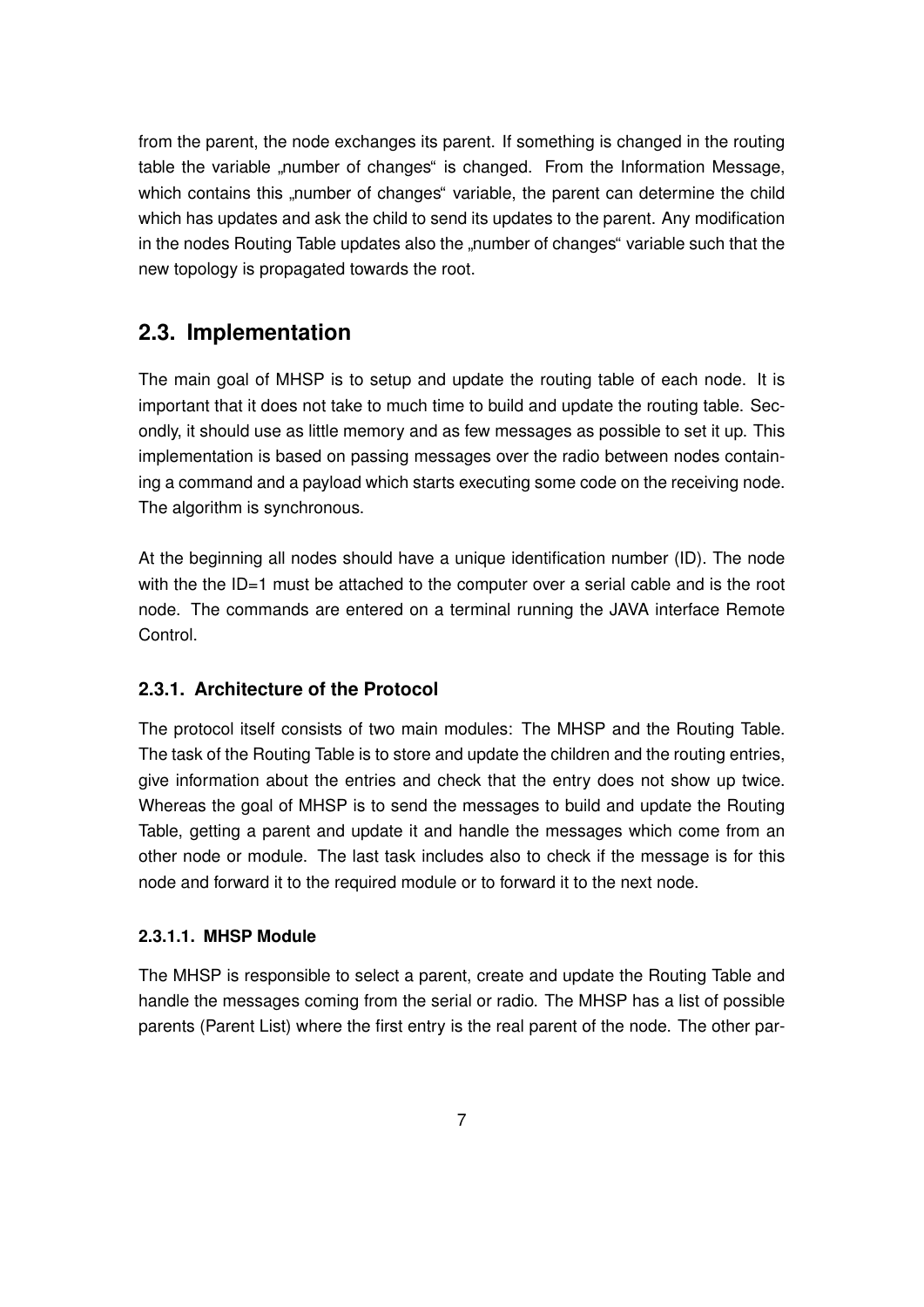from the parent, the node exchanges its parent. If something is changed in the routing table the variable „number of changes" is changed. From the Information Message, which contains this „number of changes" variable, the parent can determine the child which has updates and ask the child to send its updates to the parent. Any modification in the nodes Routing Table updates also the „number of changes" variable such that the new topology is propagated towards the root.

## 2.3. Implementation

The main goal of MHSP is to setup and update the routing table of each node. It is important that it does not take to much time to build and update the routing table. Secondly, it should use as little memory and as few messages as possible to set it up. This implementation is based on passing messages over the radio between nodes containing a command and a payload which starts executing some code on the receiving node. The algorithm is synchronous.

At the beginning all nodes should have a unique identification number (ID). The node with the the ID=1 must be attached to the computer over a serial cable and is the root node. The commands are entered on a terminal running the JAVA interface Remote Control.

### 2.3.1. Architecture of the Protocol

The protocol itself consists of two main modules: The MHSP and the Routing Table. The task of the Routing Table is to store and update the children and the routing entries, give information about the entries and check that the entry does not show up twice. Whereas the goal of MHSP is to send the messages to build and update the Routing Table, getting a parent and update it and handle the messages which come from an other node or module. The last task includes also to check if the message is for this node and forward it to the required module or to forward it to the next node.

#### 2.3.1.1. MHSP Module

The MHSP is responsible to select a parent, create and update the Routing Table and handle the messages coming from the serial or radio. The MHSP has a list of possible parents (Parent List) where the first entry is the real parent of the node. The other par-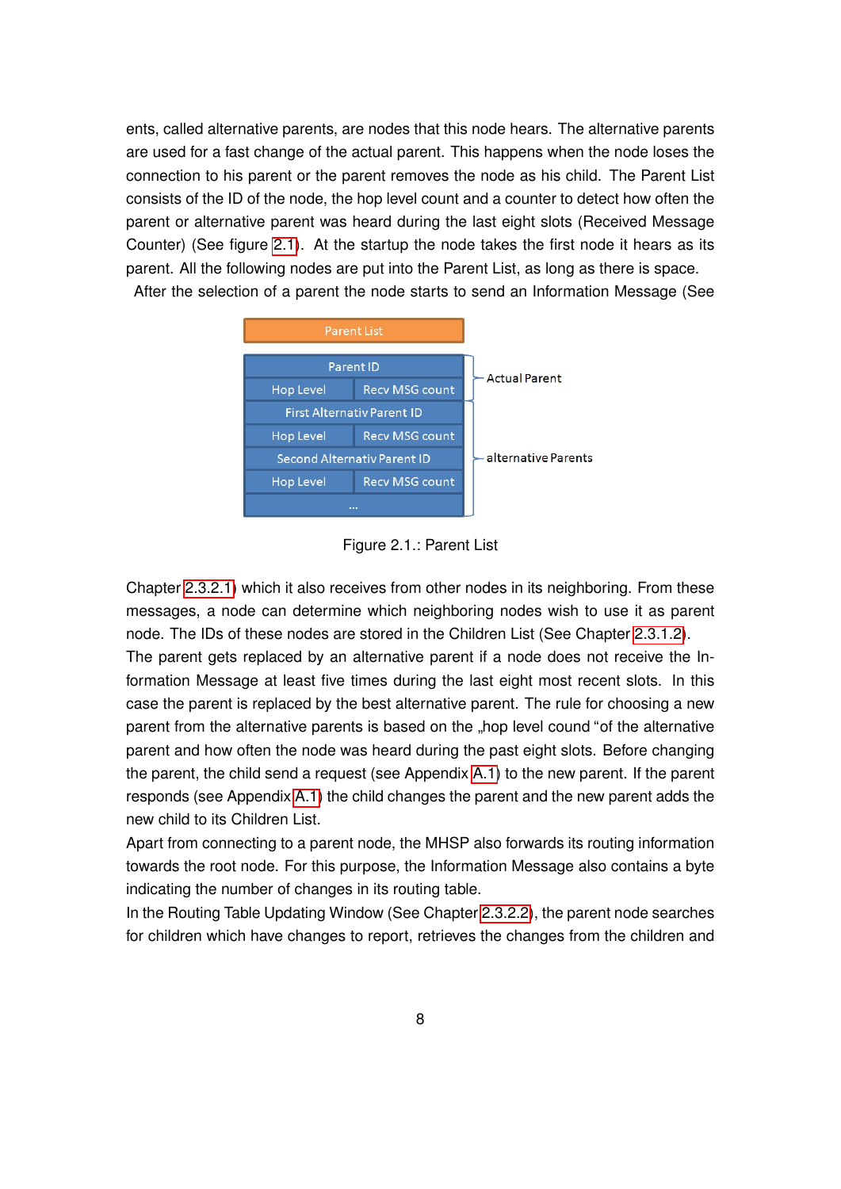ents, called alternative parents, are nodes that this node hears. The alternative parents are used for a fast change of the actual parent. This happens when the node loses the connection to his parent or the parent removes the node as his child. The Parent List consists of the ID of the node, the hop level count and a counter to detect how often the parent or alternative parent was heard during the last eight slots (Received Message Counter) (See figure 2.1). At the startup the node takes the first node it hears as its parent. All the following nodes are put into the Parent List, as long as there is space.

After the selection of a parent the node starts to send an Information Message (See Chapter 2.3.2.1) which it also receives from other nodes in its neighboring. From these messages, a node can determine which neighboring nodes wish to use it as parent node. The IDs of these nodes are stored in the Children List (See Chapter 2.3.1.2).

Parent List

Parent ID

Hop Level

Recv MSG count

Actual Parent

First Alternativ Parent ID

Hop Level

Recv MSG count

Second Alternativ Parent ID

Hop Level

Recv MSG count

...

alternative Parents

Figure 2.1.: Parent List

The parent gets replaced by an alternative parent if a node does not receive the Information Message at least five times during the last eight most recent slots. In this case the parent is replaced by the best alternative parent. The rule for choosing a new parent from the alternative parents is based on the „hop level cound "of the alternative parent and how often the node was heard during the past eight slots. Before changing the parent, the child send a request (see Appendix A.1) to the new parent. If the parent responds (see Appendix A.1) the child changes the parent and the new parent adds the new child to its Children List.

Apart from connecting to a parent node, the MHSP also forwards its routing information towards the root node. For this purpose, the Information Message also contains a byte indicating the number of changes in its routing table.

In the Routing Table Updating Window (See Chapter 2.3.2.2), the parent node searches for children which have changes to report, retrieves the changes from the children and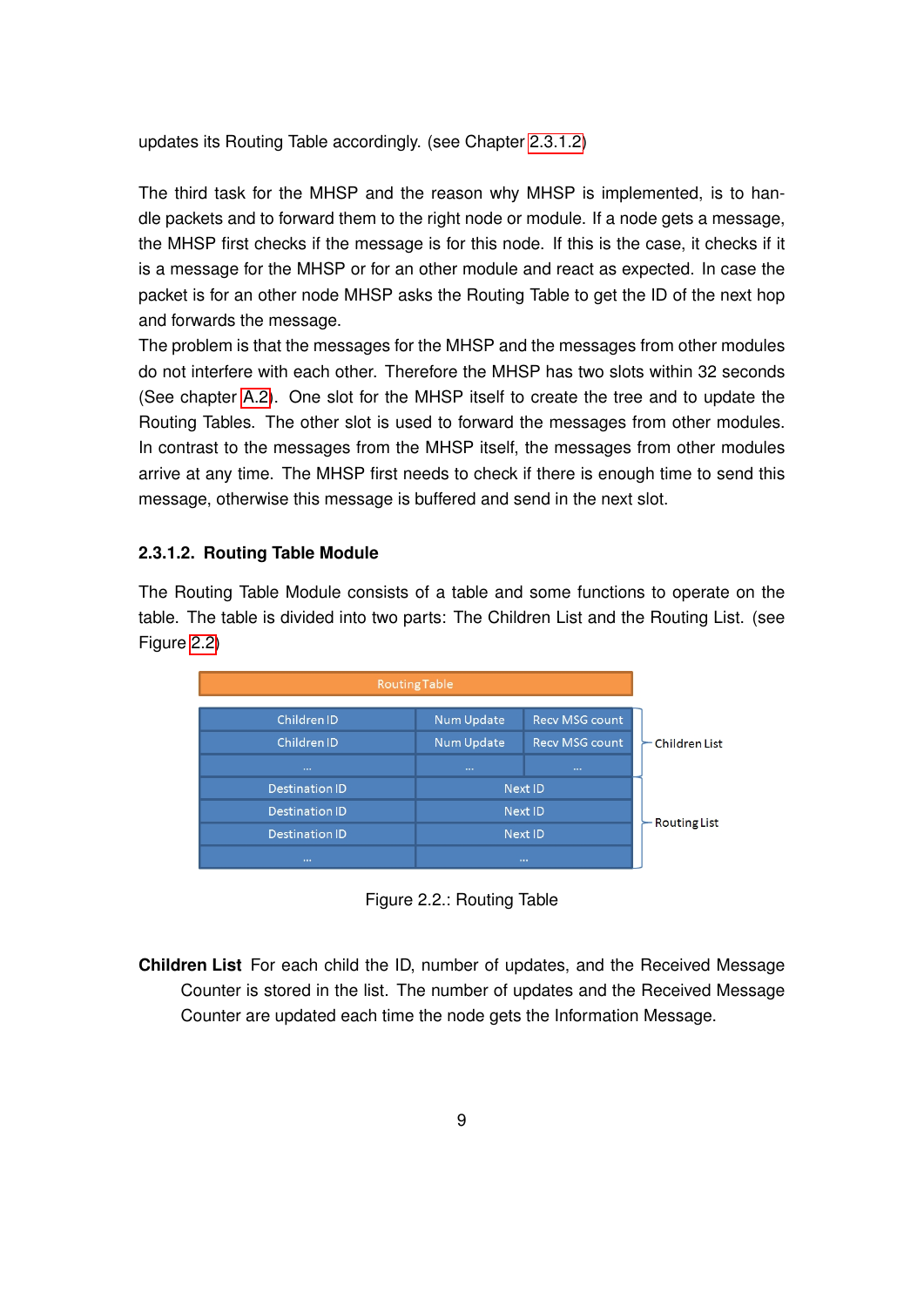updates its Routing Table accordingly. (see Chapter 2.3.1.2)

The third task for the MHSP and the reason why MHSP is implemented, is to handle packets and to forward them to the right node or module. If a node gets a message, the MHSP first checks if the message is for this node. If this is the case, it checks if it is a message for the MHSP or for an other module and react as expected. In case the packet is for an other node MHSP asks the Routing Table to get the ID of the next hop and forwards the message.
The problem is that the messages for the MHSP and the messages from other modules do not interfere with each other. Therefore the MHSP has two slots within 32 seconds (See chapter A.2). One slot for the MHSP itself to create the tree and to update the Routing Tables. The other slot is used to forward the messages from other modules. In contrast to the messages from the MHSP itself, the messages from other modules arrive at any time. The MHSP first needs to check if there is enough time to send this message, otherwise this message is buffered and send in the next slot.

#### 2.3.1.2. Routing Table Module

The Routing Table Module consists of a table and some functions to operate on the table. The table is divided into two parts: The Children List and the Routing List. (see Figure 2.2)

| Routing Table | | | |
|---|---|---|---|
| Children ID | Num Update | Recv MSG count | Children List |
| Children ID | Num Update | Recv MSG count | |
| ... | ... | ... | |
| Destination ID | Next ID | | Routing List |
| Destination ID | Next ID | | |
| Destination ID | Next ID | | |
| ... | ... | | |

Figure 2.2.: Routing Table

**Children List** For each child the ID, number of updates, and the Received Message Counter is stored in the list. The number of updates and the Received Message Counter are updated each time the node gets the Information Message.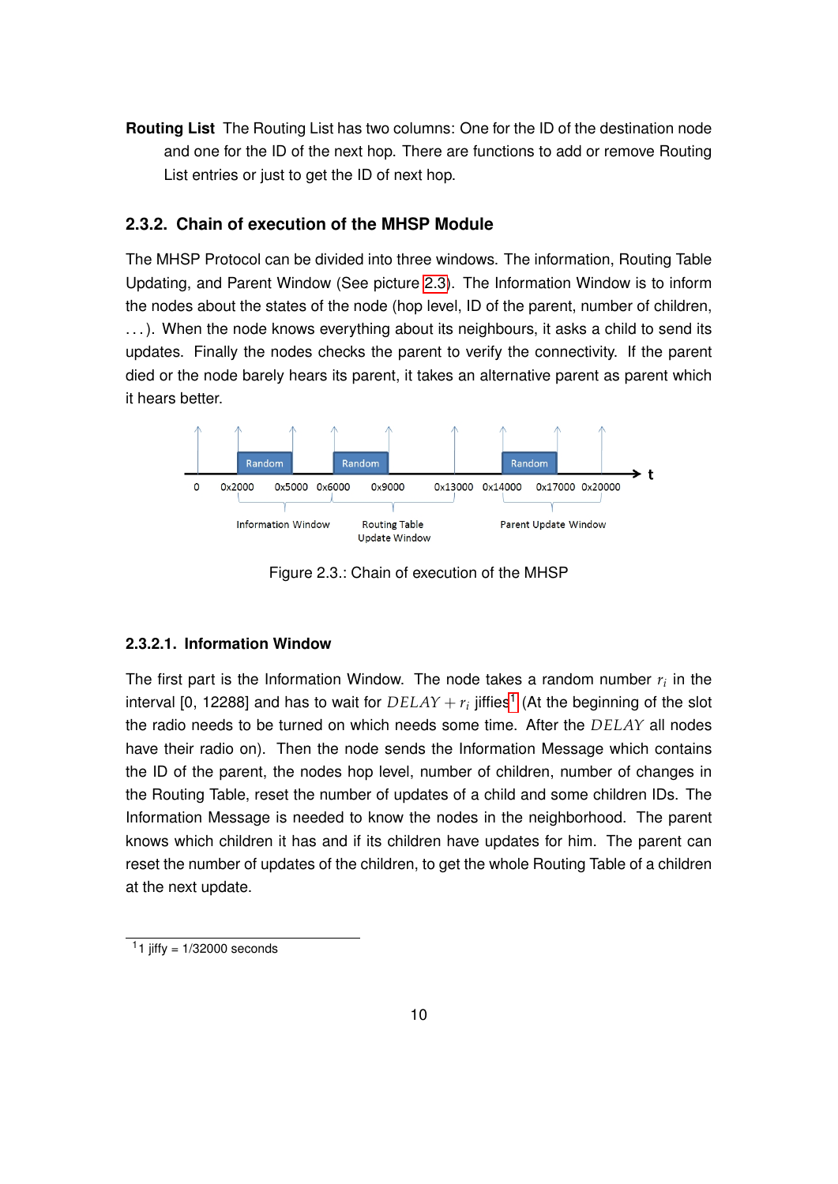**Routing List** The Routing List has two columns: One for the ID of the destination node and one for the ID of the next hop. There are functions to add or remove Routing List entries or just to get the ID of next hop.

### 2.3.2. Chain of execution of the MHSP Module

The MHSP Protocol can be divided into three windows. The information, Routing Table Updating, and Parent Window (See picture 2.3). The Information Window is to inform the nodes about the states of the node (hop level, ID of the parent, number of children, ...). When the node knows everything about its neighbours, it asks a child to send its updates. Finally the nodes checks the parent to verify the connectivity. If the parent died or the node barely hears its parent, it takes an alternative parent as parent which it hears better.

Random
Random
Random
t
0 0x2000 0x5000 0x6000 0x9000 0x13000 0x14000 0x17000 0x20000
Information Window
Routing Table Update Window
Parent Update Window

Figure 2.3.: Chain of execution of the MHSP

#### 2.3.2.1. Information Window

The first part is the Information Window. The node takes a random number $r_i$ in the interval [0, 12288] and has to wait for $DELAY + r_i$ jiffies[1] (At the beginning of the slot the radio needs to be turned on which needs some time. After the $DELAY$ all nodes have their radio on). Then the node sends the Information Message which contains the ID of the parent, the nodes hop level, number of children, number of changes in the Routing Table, reset the number of updates of a child and some children IDs. The Information Message is needed to know the nodes in the neighborhood. The parent knows which children it has and if its children have updates for him. The parent can reset the number of updates of the children, to get the whole Routing Table of a children at the next update.

[1] 1 jiffy = 1/32000 seconds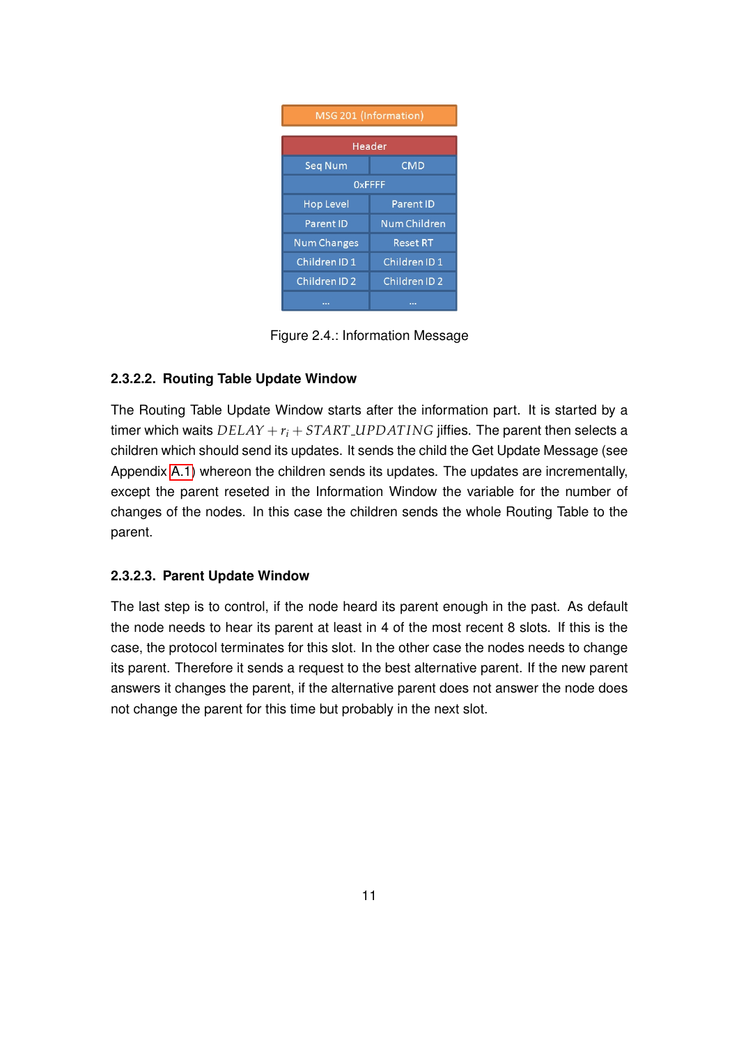| MSG 201 (Information) | |
|---|---|
| Header | |
| Seq Num | CMD |
| 0xFFFF | |
| Hop Level | Parent ID |
| Parent ID | Num Children |
| Num Changes | Reset RT |
| Children ID 1 | Children ID 1 |
| Children ID 2 | Children ID 2 |
| ... | ... |

Figure 2.4.: Information Message

### 2.3.2.2. Routing Table Update Window

The Routing Table Update Window starts after the information part. It is started by a timer which waits $DELAY + r_i + START\_UPDATING$ jiffies. The parent then selects a children which should send its updates. It sends the child the Get Update Message (see Appendix A.1) whereon the children sends its updates. The updates are incrementally, except the parent reseted in the Information Window the variable for the number of changes of the nodes. In this case the children sends the whole Routing Table to the parent.

### 2.3.2.3. Parent Update Window

The last step is to control, if the node heard its parent enough in the past. As default the node needs to hear its parent at least in 4 of the most recent 8 slots. If this is the case, the protocol terminates for this slot. In the other case the nodes needs to change its parent. Therefore it sends a request to the best alternative parent. If the new parent answers it changes the parent, if the alternative parent does not answer the node does not change the parent for this time but probably in the next slot.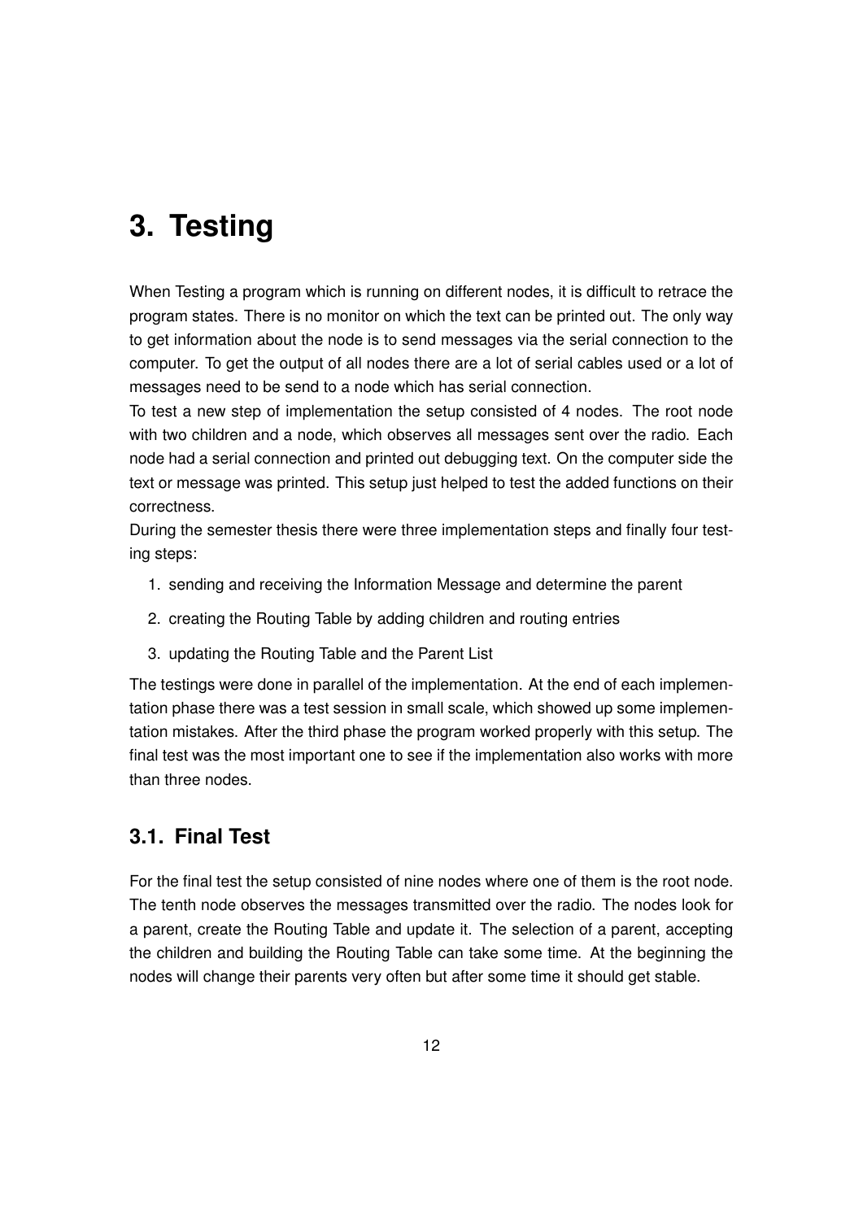# 3. Testing

When Testing a program which is running on different nodes, it is difficult to retrace the program states. There is no monitor on which the text can be printed out. The only way to get information about the node is to send messages via the serial connection to the computer. To get the output of all nodes there are a lot of serial cables used or a lot of messages need to be send to a node which has serial connection.

To test a new step of implementation the setup consisted of 4 nodes. The root node with two children and a node, which observes all messages sent over the radio. Each node had a serial connection and printed out debugging text. On the computer side the text or message was printed. This setup just helped to test the added functions on their correctness.

During the semester thesis there were three implementation steps and finally four testing steps:

1. sending and receiving the Information Message and determine the parent
2. creating the Routing Table by adding children and routing entries
3. updating the Routing Table and the Parent List

The testings were done in parallel of the implementation. At the end of each implementation phase there was a test session in small scale, which showed up some implementation mistakes. After the third phase the program worked properly with this setup. The final test was the most important one to see if the implementation also works with more than three nodes.

## 3.1. Final Test

For the final test the setup consisted of nine nodes where one of them is the root node. The tenth node observes the messages transmitted over the radio. The nodes look for a parent, create the Routing Table and update it. The selection of a parent, accepting the children and building the Routing Table can take some time. At the beginning the nodes will change their parents very often but after some time it should get stable.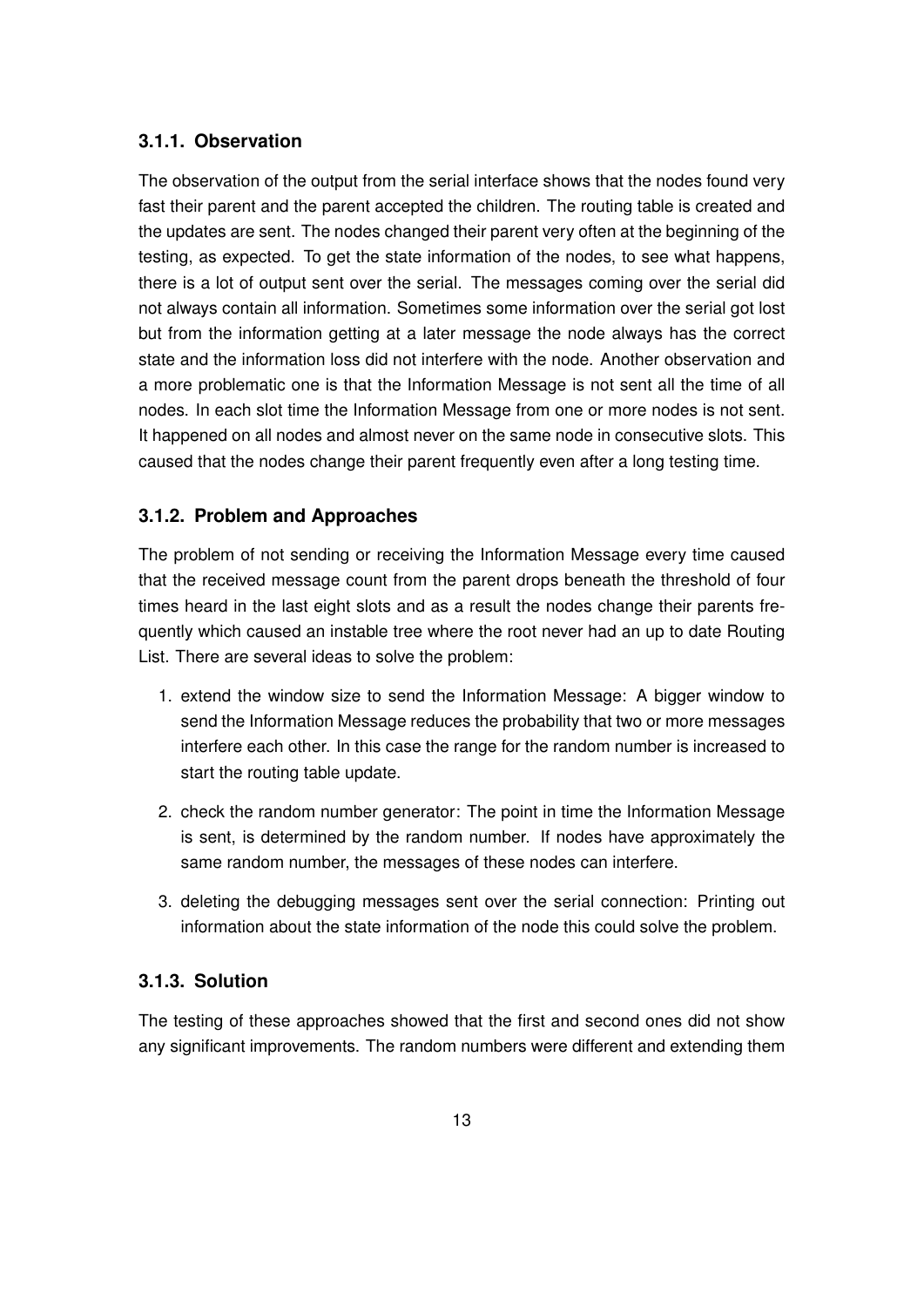### 3.1.1. Observation

The observation of the output from the serial interface shows that the nodes found very fast their parent and the parent accepted the children. The routing table is created and the updates are sent. The nodes changed their parent very often at the beginning of the testing, as expected. To get the state information of the nodes, to see what happens, there is a lot of output sent over the serial. The messages coming over the serial did not always contain all information. Sometimes some information over the serial got lost but from the information getting at a later message the node always has the correct state and the information loss did not interfere with the node. Another observation and a more problematic one is that the Information Message is not sent all the time of all nodes. In each slot time the Information Message from one or more nodes is not sent. It happened on all nodes and almost never on the same node in consecutive slots. This caused that the nodes change their parent frequently even after a long testing time.

### 3.1.2. Problem and Approaches

The problem of not sending or receiving the Information Message every time caused that the received message count from the parent drops beneath the threshold of four times heard in the last eight slots and as a result the nodes change their parents frequently which caused an instable tree where the root never had an up to date Routing List. There are several ideas to solve the problem:

1. extend the window size to send the Information Message: A bigger window to send the Information Message reduces the probability that two or more messages interfere each other. In this case the range for the random number is increased to start the routing table update.
2. check the random number generator: The point in time the Information Message is sent, is determined by the random number. If nodes have approximately the same random number, the messages of these nodes can interfere.
3. deleting the debugging messages sent over the serial connection: Printing out information about the state information of the node this could solve the problem.

### 3.1.3. Solution

The testing of these approaches showed that the first and second ones did not show any significant improvements. The random numbers were different and extending them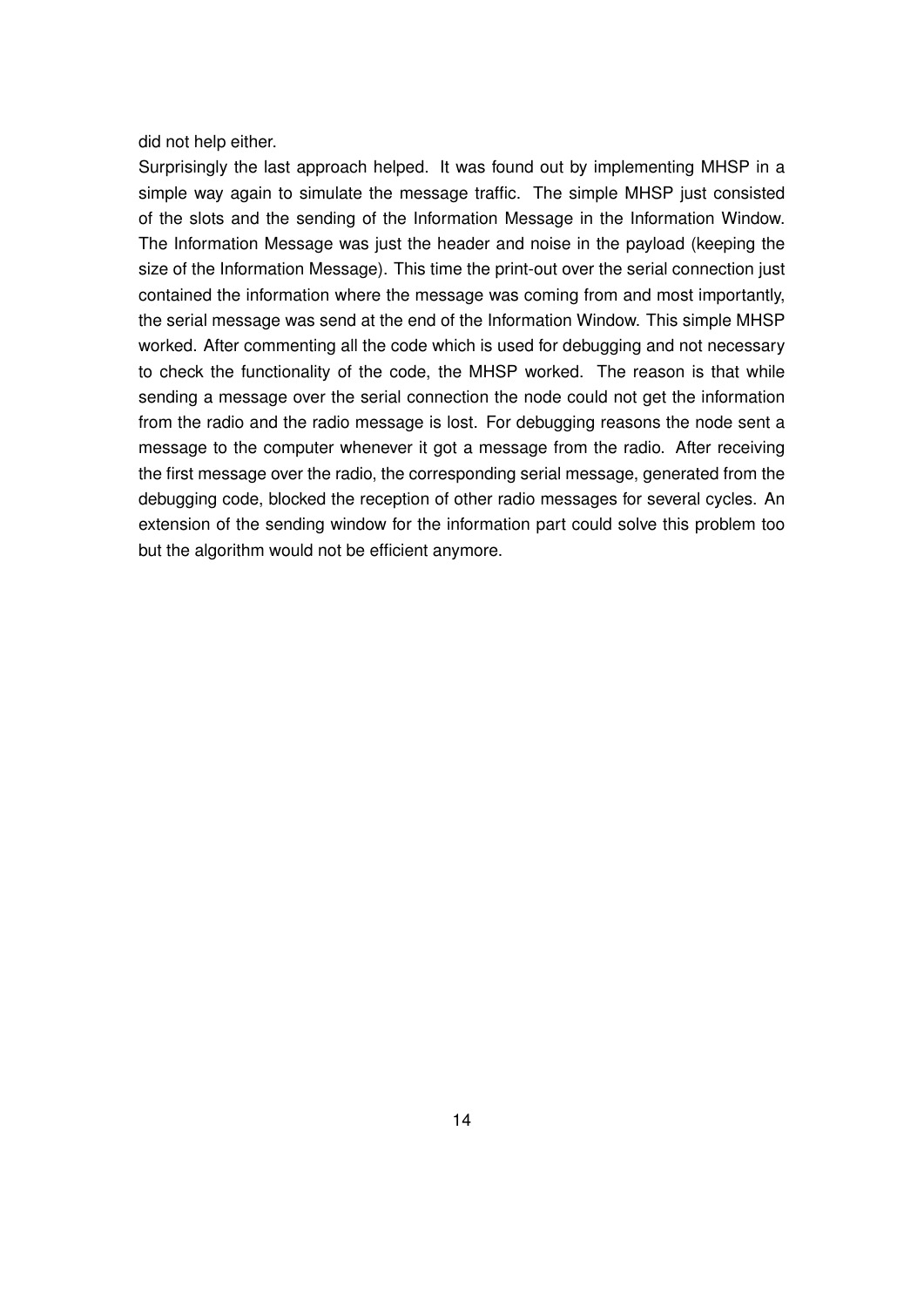did not help either.

Surprisingly the last approach helped. It was found out by implementing MHSP in a simple way again to simulate the message traffic. The simple MHSP just consisted of the slots and the sending of the Information Message in the Information Window. The Information Message was just the header and noise in the payload (keeping the size of the Information Message). This time the print-out over the serial connection just contained the information where the message was coming from and most importantly, the serial message was send at the end of the Information Window. This simple MHSP worked. After commenting all the code which is used for debugging and not necessary to check the functionality of the code, the MHSP worked. The reason is that while sending a message over the serial connection the node could not get the information from the radio and the radio message is lost. For debugging reasons the node sent a message to the computer whenever it got a message from the radio. After receiving the first message over the radio, the corresponding serial message, generated from the debugging code, blocked the reception of other radio messages for several cycles. An extension of the sending window for the information part could solve this problem too but the algorithm would not be efficient anymore.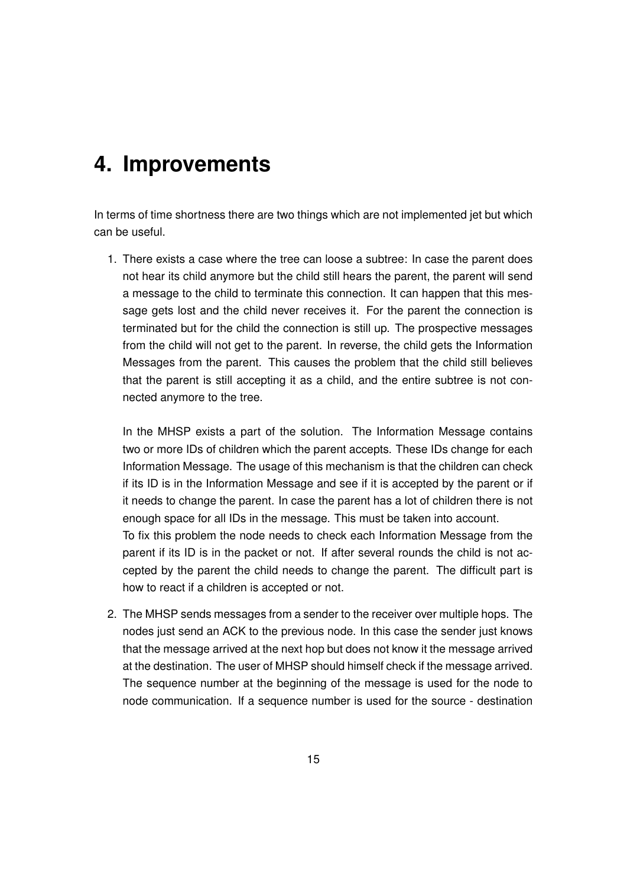# 4. Improvements

In terms of time shortness there are two things which are not implemented jet but which can be useful.

1. There exists a case where the tree can loose a subtree: In case the parent does not hear its child anymore but the child still hears the parent, the parent will send a message to the child to terminate this connection. It can happen that this message gets lost and the child never receives it. For the parent the connection is terminated but for the child the connection is still up. The prospective messages from the child will not get to the parent. In reverse, the child gets the Information Messages from the parent. This causes the problem that the child still believes that the parent is still accepting it as a child, and the entire subtree is not connected anymore to the tree.

   In the MHSP exists a part of the solution. The Information Message contains two or more IDs of children which the parent accepts. These IDs change for each Information Message. The usage of this mechanism is that the children can check if its ID is in the Information Message and see if it is accepted by the parent or if it needs to change the parent. In case the parent has a lot of children there is not enough space for all IDs in the message. This must be taken into account.
   To fix this problem the node needs to check each Information Message from the parent if its ID is in the packet or not. If after several rounds the child is not accepted by the parent the child needs to change the parent. The difficult part is how to react if a children is accepted or not.

2. The MHSP sends messages from a sender to the receiver over multiple hops. The nodes just send an ACK to the previous node. In this case the sender just knows that the message arrived at the next hop but does not know it the message arrived at the destination. The user of MHSP should himself check if the message arrived. The sequence number at the beginning of the message is used for the node to node communication. If a sequence number is used for the source - destination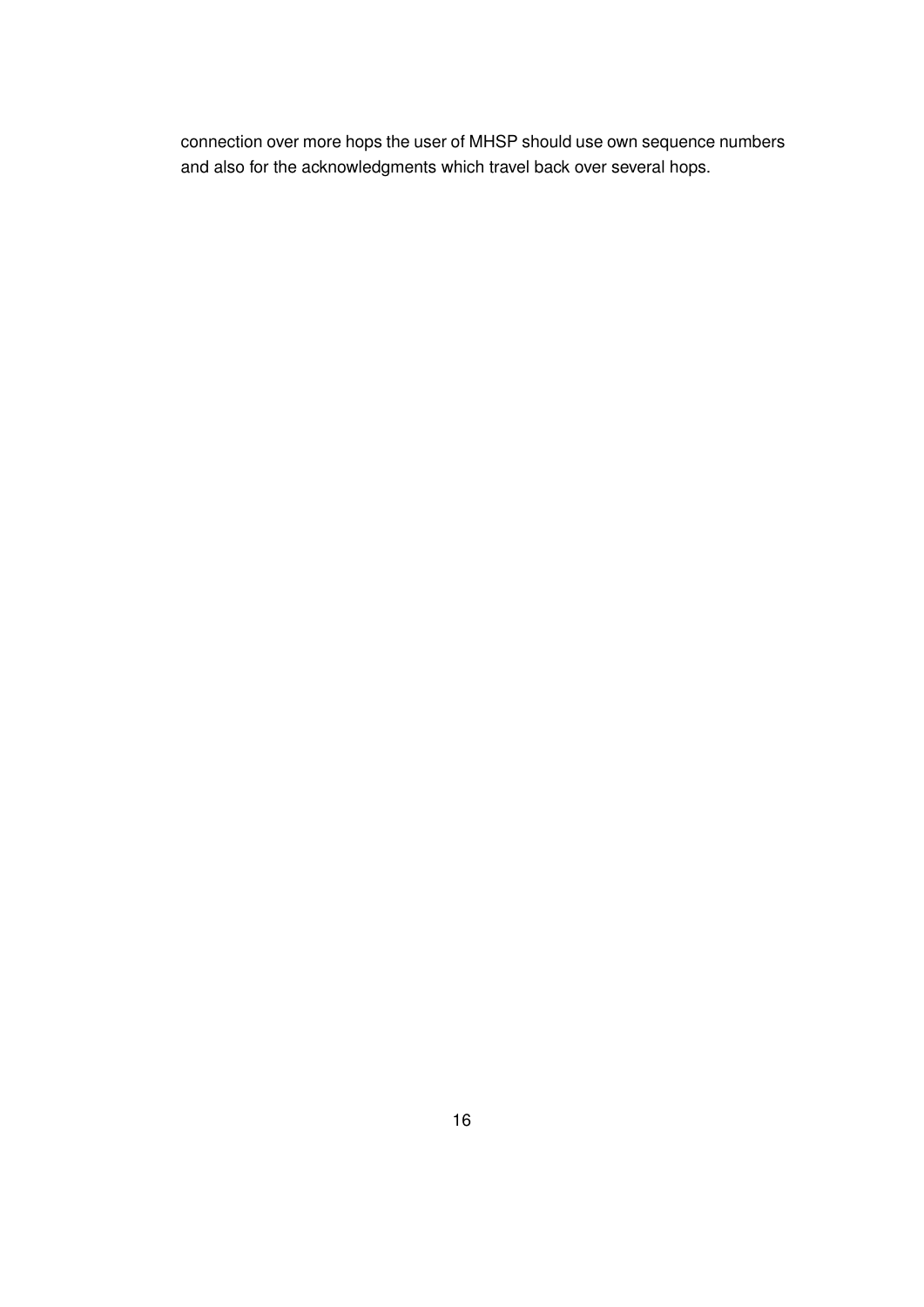connection over more hops the user of MHSP should use own sequence numbers and also for the acknowledgments which travel back over several hops.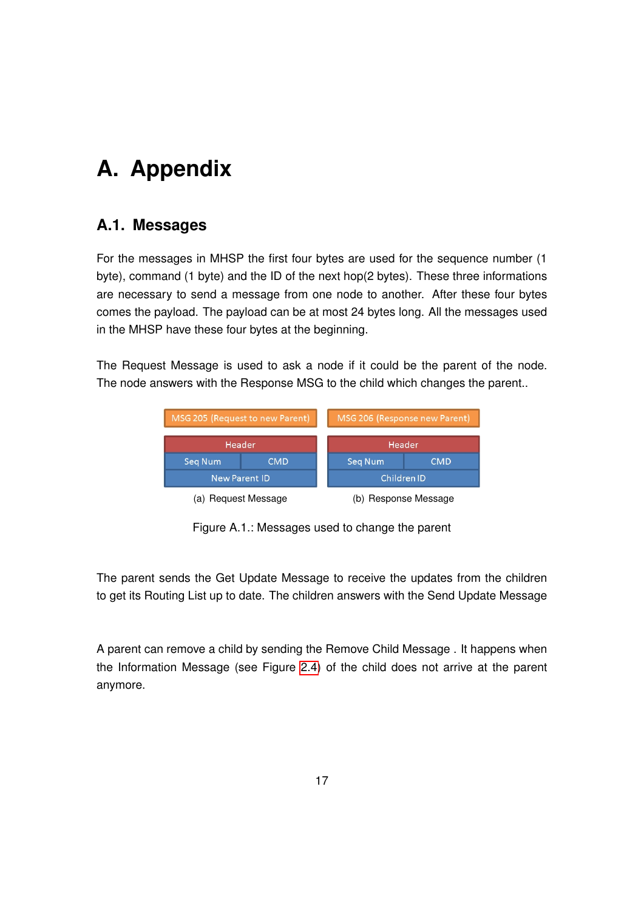# A. Appendix

## A.1. Messages

For the messages in MHSP the first four bytes are used for the sequence number (1 byte), command (1 byte) and the ID of the next hop(2 bytes). These three informations are necessary to send a message from one node to another. After these four bytes comes the payload. The payload can be at most 24 bytes long. All the messages used in the MHSP have these four bytes at the beginning.

The Request Message is used to ask a node if it could be the parent of the node. The node answers with the Response MSG to the child which changes the parent..

MSG 205 (Request to new Parent)

Header

Seq Num CMD

New Parent ID

(a) Request Message

MSG 206 (Response new Parent)

Header

Seq Num CMD

Children ID

(b) Response Message

Figure A.1.: Messages used to change the parent

The parent sends the Get Update Message to receive the updates from the children to get its Routing List up to date. The children answers with the Send Update Message

A parent can remove a child by sending the Remove Child Message . It happens when the Information Message (see Figure 2.4) of the child does not arrive at the parent anymore.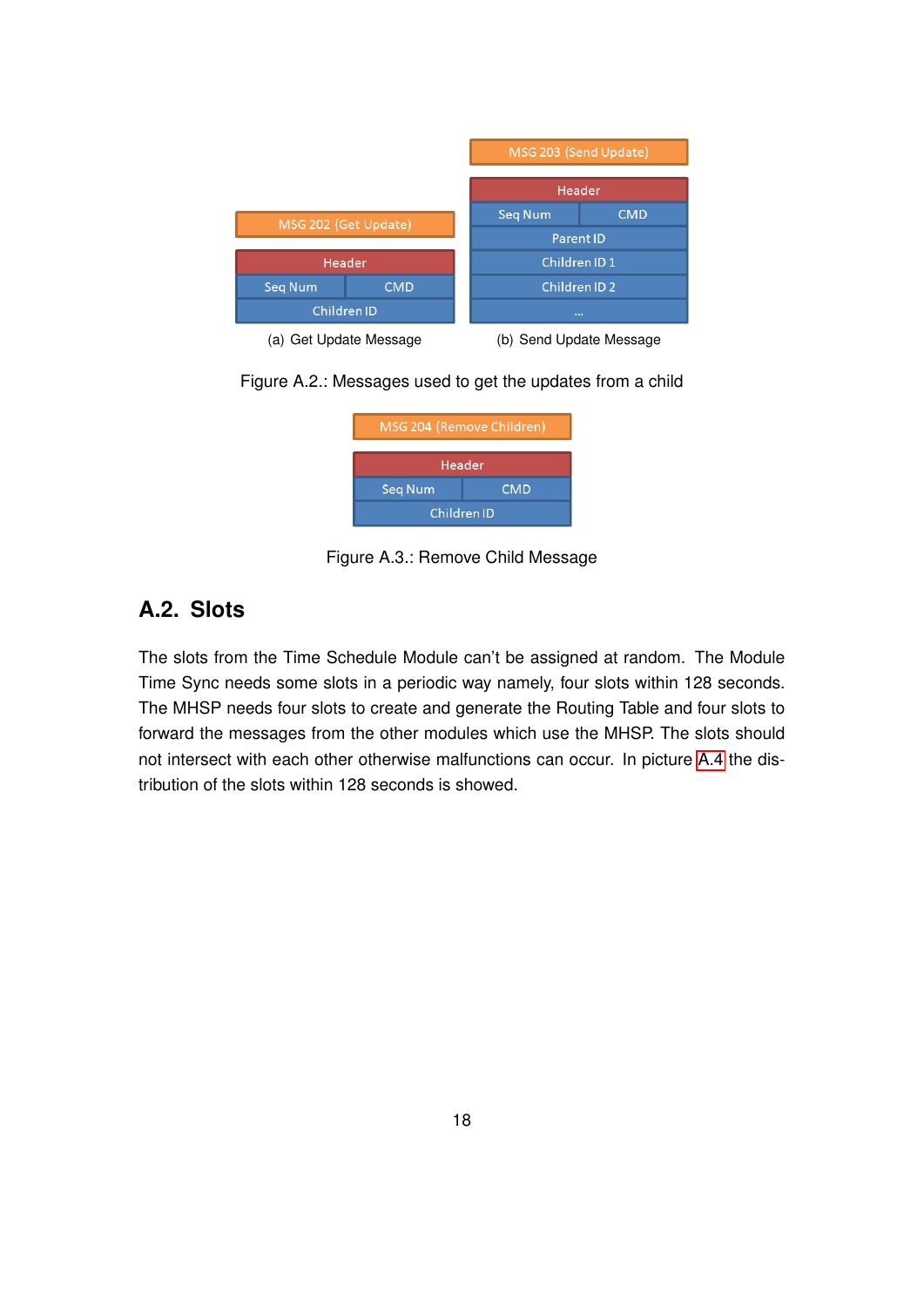MSG 202 (Get Update)

Header

Seq Num CMD

Children ID

(a) Get Update Message

MSG 203 (Send Update)

Header

Seq Num CMD

Parent ID

Children ID 1

Children ID 2

...

(b) Send Update Message

Figure A.2.: Messages used to get the updates from a child

MSG 204 (Remove Children)

Header

Seq Num CMD

Children ID

Figure A.3.: Remove Child Message

## A.2. Slots

The slots from the Time Schedule Module can't be assigned at random. The Module Time Sync needs some slots in a periodic way namely, four slots within 128 seconds. The MHSP needs four slots to create and generate the Routing Table and four slots to forward the messages from the other modules which use the MHSP. The slots should not intersect with each other otherwise malfunctions can occur. In picture A.4 the distribution of the slots within 128 seconds is showed.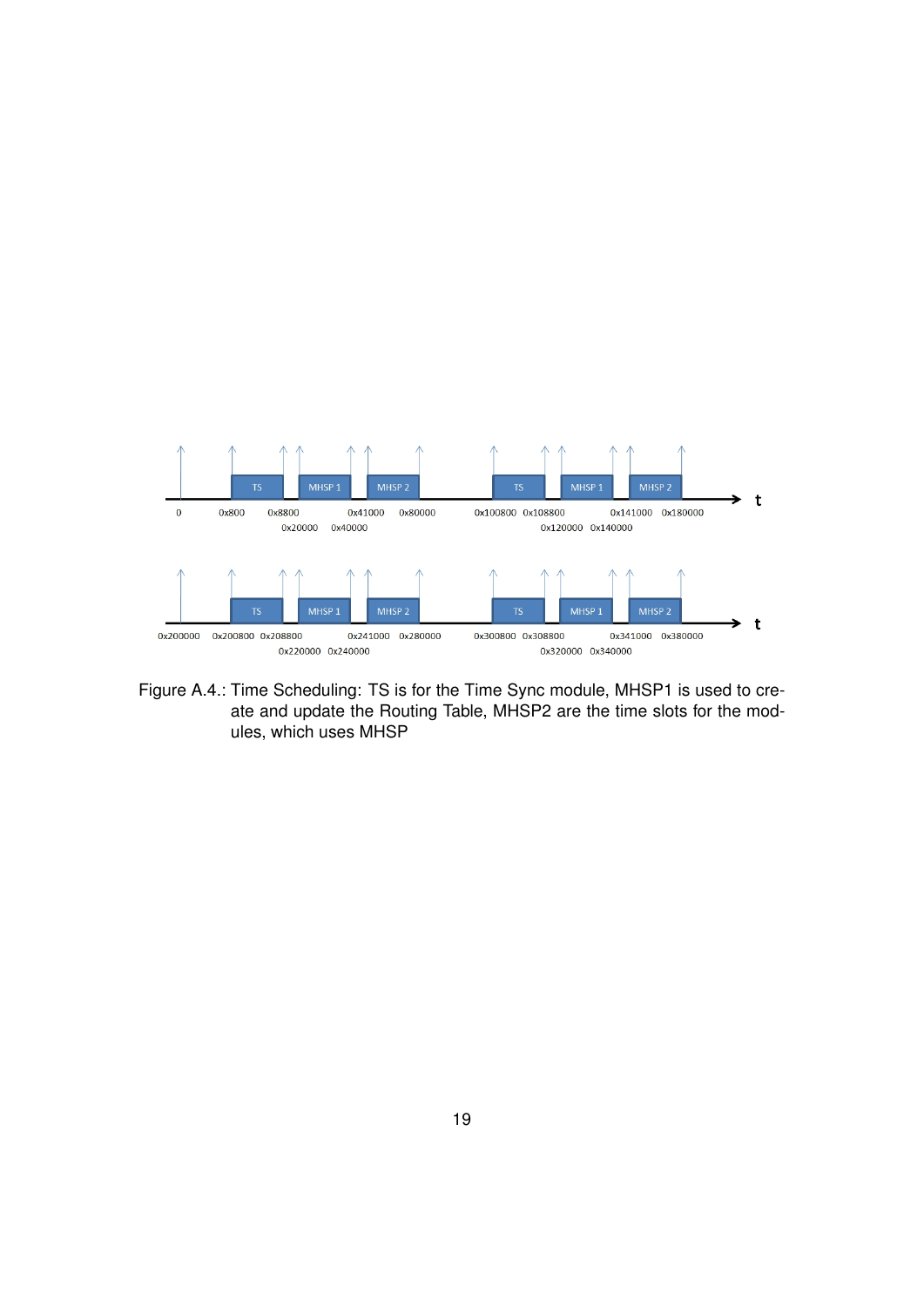TS
MHSP 1
MHSP 2
TS
MHSP 1
MHSP 2
t

0
0x800
0x8800
0x20000
0x40000
0x41000
0x80000
0x100800
0x108800
0x120000
0x140000
0x141000
0x180000

TS
MHSP 1
MHSP 2
TS
MHSP 1
MHSP 2
t

0x200000
0x200800
0x208800
0x220000
0x240000
0x241000
0x280000
0x300800
0x308800
0x320000
0x340000
0x341000
0x380000

Figure A.4.: Time Scheduling: TS is for the Time Sync module, MHSP1 is used to create and update the Routing Table, MHSP2 are the time slots for the modules, which uses MHSP